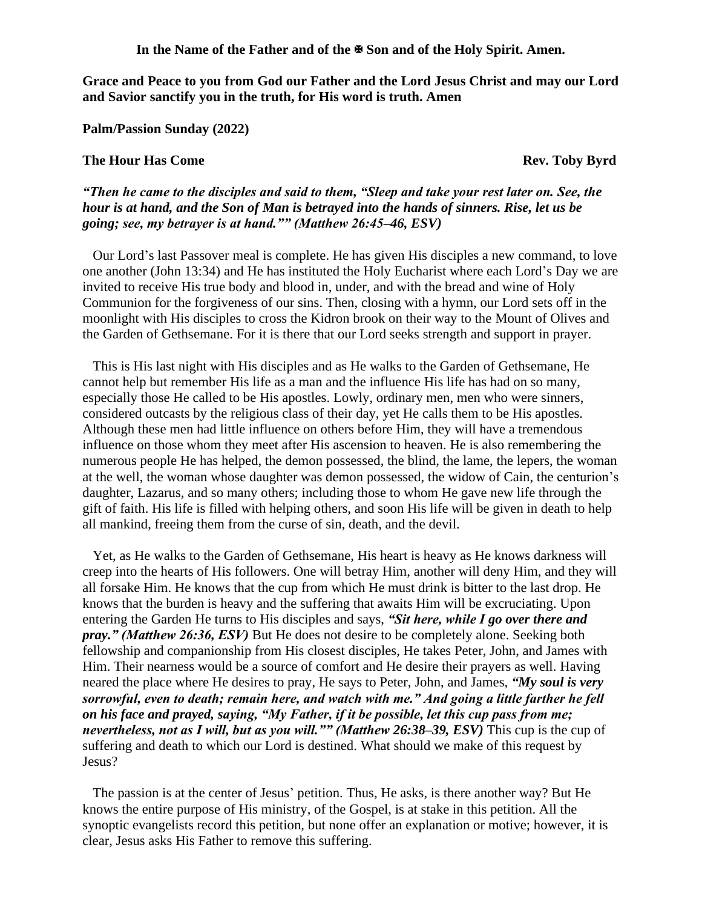**In the Name of the Father and of the ✠ Son and of the Holy Spirit. Amen.**

**Grace and Peace to you from God our Father and the Lord Jesus Christ and may our Lord and Savior sanctify you in the truth, for His word is truth. Amen**

**Palm/Passion Sunday (2022)**

**The Hour Has Come** **Rev. Toby Byrd**

***"Then he came to the disciples and said to them, "Sleep and take your rest later on. See, the hour is at hand, and the Son of Man is betrayed into the hands of sinners. Rise, let us be going; see, my betrayer is at hand."" (Matthew 26:45–46, ESV)***

Our Lord's last Passover meal is complete. He has given His disciples a new command, to love one another (John 13:34) and He has instituted the Holy Eucharist where each Lord's Day we are invited to receive His true body and blood in, under, and with the bread and wine of Holy Communion for the forgiveness of our sins. Then, closing with a hymn, our Lord sets off in the moonlight with His disciples to cross the Kidron brook on their way to the Mount of Olives and the Garden of Gethsemane. For it is there that our Lord seeks strength and support in prayer.

This is His last night with His disciples and as He walks to the Garden of Gethsemane, He cannot help but remember His life as a man and the influence His life has had on so many, especially those He called to be His apostles. Lowly, ordinary men, men who were sinners, considered outcasts by the religious class of their day, yet He calls them to be His apostles. Although these men had little influence on others before Him, they will have a tremendous influence on those whom they meet after His ascension to heaven. He is also remembering the numerous people He has helped, the demon possessed, the blind, the lame, the lepers, the woman at the well, the woman whose daughter was demon possessed, the widow of Cain, the centurion's daughter, Lazarus, and so many others; including those to whom He gave new life through the gift of faith. His life is filled with helping others, and soon His life will be given in death to help all mankind, freeing them from the curse of sin, death, and the devil.

Yet, as He walks to the Garden of Gethsemane, His heart is heavy as He knows darkness will creep into the hearts of His followers. One will betray Him, another will deny Him, and they will all forsake Him. He knows that the cup from which He must drink is bitter to the last drop. He knows that the burden is heavy and the suffering that awaits Him will be excruciating. Upon entering the Garden He turns to His disciples and says, ***"Sit here, while I go over there and pray." (Matthew 26:36, ESV)*** But He does not desire to be completely alone. Seeking both fellowship and companionship from His closest disciples, He takes Peter, John, and James with Him. Their nearness would be a source of comfort and He desire their prayers as well. Having neared the place where He desires to pray, He says to Peter, John, and James, ***"My soul is very sorrowful, even to death; remain here, and watch with me." And going a little farther he fell on his face and prayed, saying, "My Father, if it be possible, let this cup pass from me; nevertheless, not as I will, but as you will."" (Matthew 26:38–39, ESV)*** This cup is the cup of suffering and death to which our Lord is destined. What should we make of this request by Jesus?

The passion is at the center of Jesus' petition. Thus, He asks, is there another way? But He knows the entire purpose of His ministry, of the Gospel, is at stake in this petition. All the synoptic evangelists record this petition, but none offer an explanation or motive; however, it is clear, Jesus asks His Father to remove this suffering.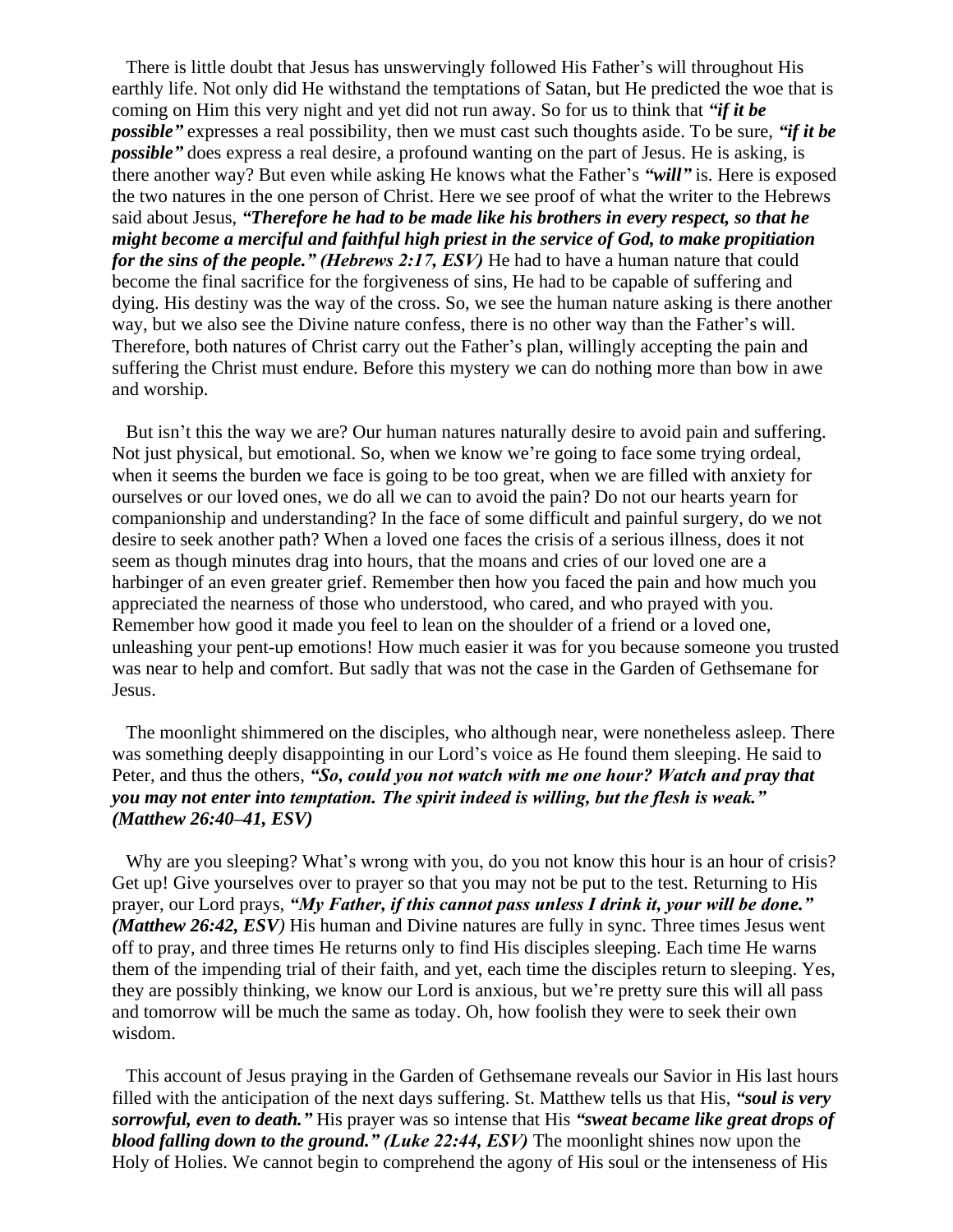There is little doubt that Jesus has unswervingly followed His Father's will throughout His earthly life. Not only did He withstand the temptations of Satan, but He predicted the woe that is coming on Him this very night and yet did not run away. So for us to think that ***"if it be possible"*** expresses a real possibility, then we must cast such thoughts aside. To be sure, ***"if it be possible"*** does express a real desire, a profound wanting on the part of Jesus. He is asking, is there another way? But even while asking He knows what the Father's ***"will"*** is. Here is exposed the two natures in the one person of Christ. Here we see proof of what the writer to the Hebrews said about Jesus, ***"Therefore he had to be made like his brothers in every respect, so that he might become a merciful and faithful high priest in the service of God, to make propitiation for the sins of the people." (Hebrews 2:17, ESV)*** He had to have a human nature that could become the final sacrifice for the forgiveness of sins, He had to be capable of suffering and dying. His destiny was the way of the cross. So, we see the human nature asking is there another way, but we also see the Divine nature confess, there is no other way than the Father's will. Therefore, both natures of Christ carry out the Father's plan, willingly accepting the pain and suffering the Christ must endure. Before this mystery we can do nothing more than bow in awe and worship.

But isn't this the way we are? Our human natures naturally desire to avoid pain and suffering. Not just physical, but emotional. So, when we know we're going to face some trying ordeal, when it seems the burden we face is going to be too great, when we are filled with anxiety for ourselves or our loved ones, we do all we can to avoid the pain? Do not our hearts yearn for companionship and understanding? In the face of some difficult and painful surgery, do we not desire to seek another path? When a loved one faces the crisis of a serious illness, does it not seem as though minutes drag into hours, that the moans and cries of our loved one are a harbinger of an even greater grief. Remember then how you faced the pain and how much you appreciated the nearness of those who understood, who cared, and who prayed with you. Remember how good it made you feel to lean on the shoulder of a friend or a loved one, unleashing your pent-up emotions! How much easier it was for you because someone you trusted was near to help and comfort. But sadly that was not the case in the Garden of Gethsemane for Jesus.

The moonlight shimmered on the disciples, who although near, were nonetheless asleep. There was something deeply disappointing in our Lord's voice as He found them sleeping. He said to Peter, and thus the others, ***"So, could you not watch with me one hour? Watch and pray that you may not enter into temptation. The spirit indeed is willing, but the flesh is weak." (Matthew 26:40–41, ESV)***

Why are you sleeping? What's wrong with you, do you not know this hour is an hour of crisis? Get up! Give yourselves over to prayer so that you may not be put to the test. Returning to His prayer, our Lord prays, ***"My Father, if this cannot pass unless I drink it, your will be done." (Matthew 26:42, ESV)*** His human and Divine natures are fully in sync. Three times Jesus went off to pray, and three times He returns only to find His disciples sleeping. Each time He warns them of the impending trial of their faith, and yet, each time the disciples return to sleeping. Yes, they are possibly thinking, we know our Lord is anxious, but we're pretty sure this will all pass and tomorrow will be much the same as today. Oh, how foolish they were to seek their own wisdom.

This account of Jesus praying in the Garden of Gethsemane reveals our Savior in His last hours filled with the anticipation of the next days suffering. St. Matthew tells us that His, ***"soul is very sorrowful, even to death."*** His prayer was so intense that His ***"sweat became like great drops of blood falling down to the ground." (Luke 22:44, ESV)*** The moonlight shines now upon the Holy of Holies. We cannot begin to comprehend the agony of His soul or the intenseness of His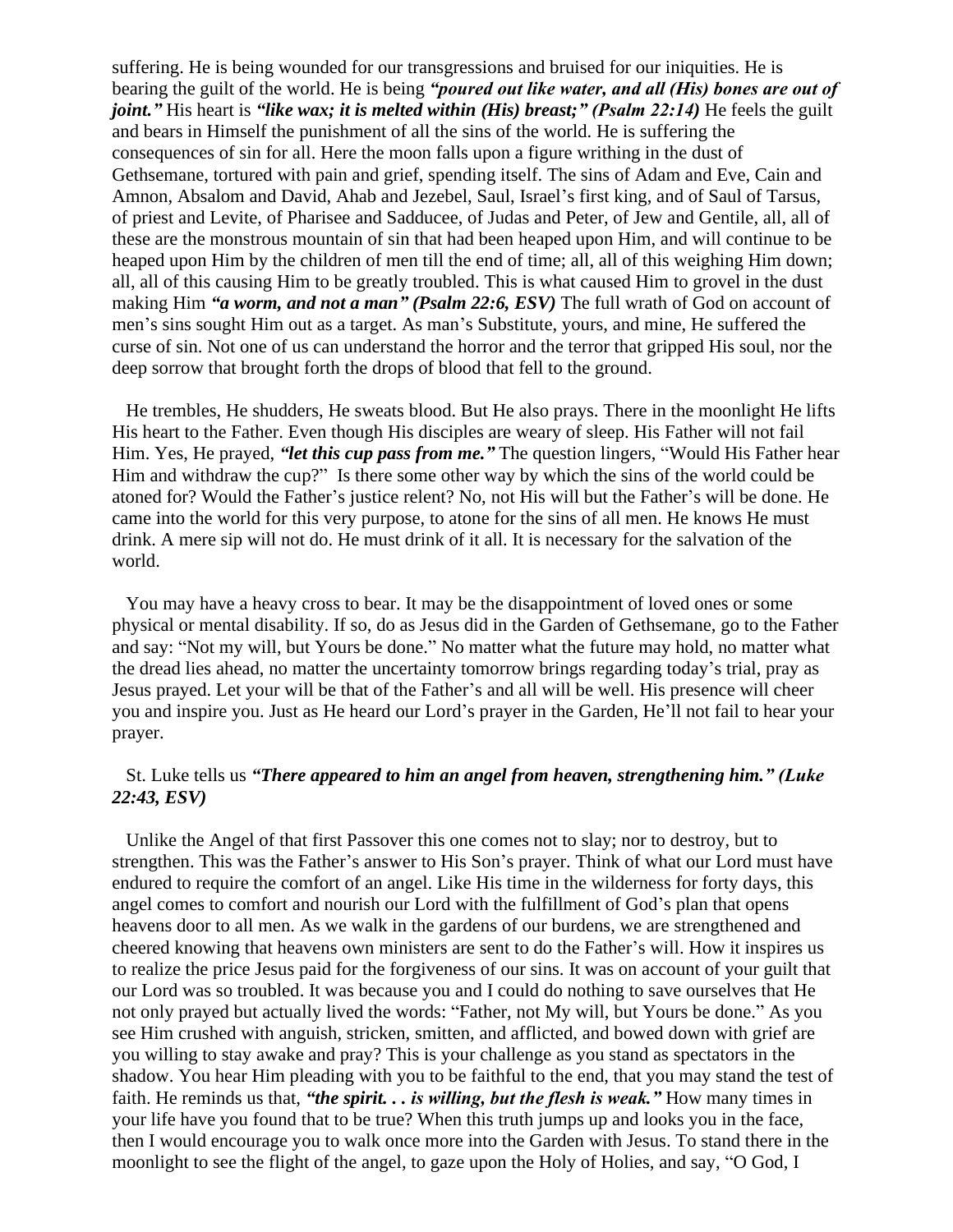suffering. He is being wounded for our transgressions and bruised for our iniquities. He is bearing the guilt of the world. He is being ***"poured out like water, and all (His) bones are out of joint."*** His heart is ***"like wax; it is melted within (His) breast;" (Psalm 22:14)*** He feels the guilt and bears in Himself the punishment of all the sins of the world. He is suffering the consequences of sin for all. Here the moon falls upon a figure writhing in the dust of Gethsemane, tortured with pain and grief, spending itself. The sins of Adam and Eve, Cain and Amnon, Absalom and David, Ahab and Jezebel, Saul, Israel's first king, and of Saul of Tarsus, of priest and Levite, of Pharisee and Sadducee, of Judas and Peter, of Jew and Gentile, all, all of these are the monstrous mountain of sin that had been heaped upon Him, and will continue to be heaped upon Him by the children of men till the end of time; all, all of this weighing Him down; all, all of this causing Him to be greatly troubled. This is what caused Him to grovel in the dust making Him ***"a worm, and not a man" (Psalm 22:6, ESV)*** The full wrath of God on account of men's sins sought Him out as a target. As man's Substitute, yours, and mine, He suffered the curse of sin. Not one of us can understand the horror and the terror that gripped His soul, nor the deep sorrow that brought forth the drops of blood that fell to the ground.

He trembles, He shudders, He sweats blood. But He also prays. There in the moonlight He lifts His heart to the Father. Even though His disciples are weary of sleep. His Father will not fail Him. Yes, He prayed, ***"let this cup pass from me."*** The question lingers, "Would His Father hear Him and withdraw the cup?" Is there some other way by which the sins of the world could be atoned for? Would the Father's justice relent? No, not His will but the Father's will be done. He came into the world for this very purpose, to atone for the sins of all men. He knows He must drink. A mere sip will not do. He must drink of it all. It is necessary for the salvation of the world.

You may have a heavy cross to bear. It may be the disappointment of loved ones or some physical or mental disability. If so, do as Jesus did in the Garden of Gethsemane, go to the Father and say: "Not my will, but Yours be done." No matter what the future may hold, no matter what the dread lies ahead, no matter the uncertainty tomorrow brings regarding today's trial, pray as Jesus prayed. Let your will be that of the Father's and all will be well. His presence will cheer you and inspire you. Just as He heard our Lord's prayer in the Garden, He'll not fail to hear your prayer.

St. Luke tells us ***"There appeared to him an angel from heaven, strengthening him." (Luke 22:43, ESV)***

Unlike the Angel of that first Passover this one comes not to slay; nor to destroy, but to strengthen. This was the Father's answer to His Son's prayer. Think of what our Lord must have endured to require the comfort of an angel. Like His time in the wilderness for forty days, this angel comes to comfort and nourish our Lord with the fulfillment of God's plan that opens heavens door to all men. As we walk in the gardens of our burdens, we are strengthened and cheered knowing that heavens own ministers are sent to do the Father's will. How it inspires us to realize the price Jesus paid for the forgiveness of our sins. It was on account of your guilt that our Lord was so troubled. It was because you and I could do nothing to save ourselves that He not only prayed but actually lived the words: "Father, not My will, but Yours be done." As you see Him crushed with anguish, stricken, smitten, and afflicted, and bowed down with grief are you willing to stay awake and pray? This is your challenge as you stand as spectators in the shadow. You hear Him pleading with you to be faithful to the end, that you may stand the test of faith. He reminds us that, ***"the spirit. . . is willing, but the flesh is weak."*** How many times in your life have you found that to be true? When this truth jumps up and looks you in the face, then I would encourage you to walk once more into the Garden with Jesus. To stand there in the moonlight to see the flight of the angel, to gaze upon the Holy of Holies, and say, "O God, I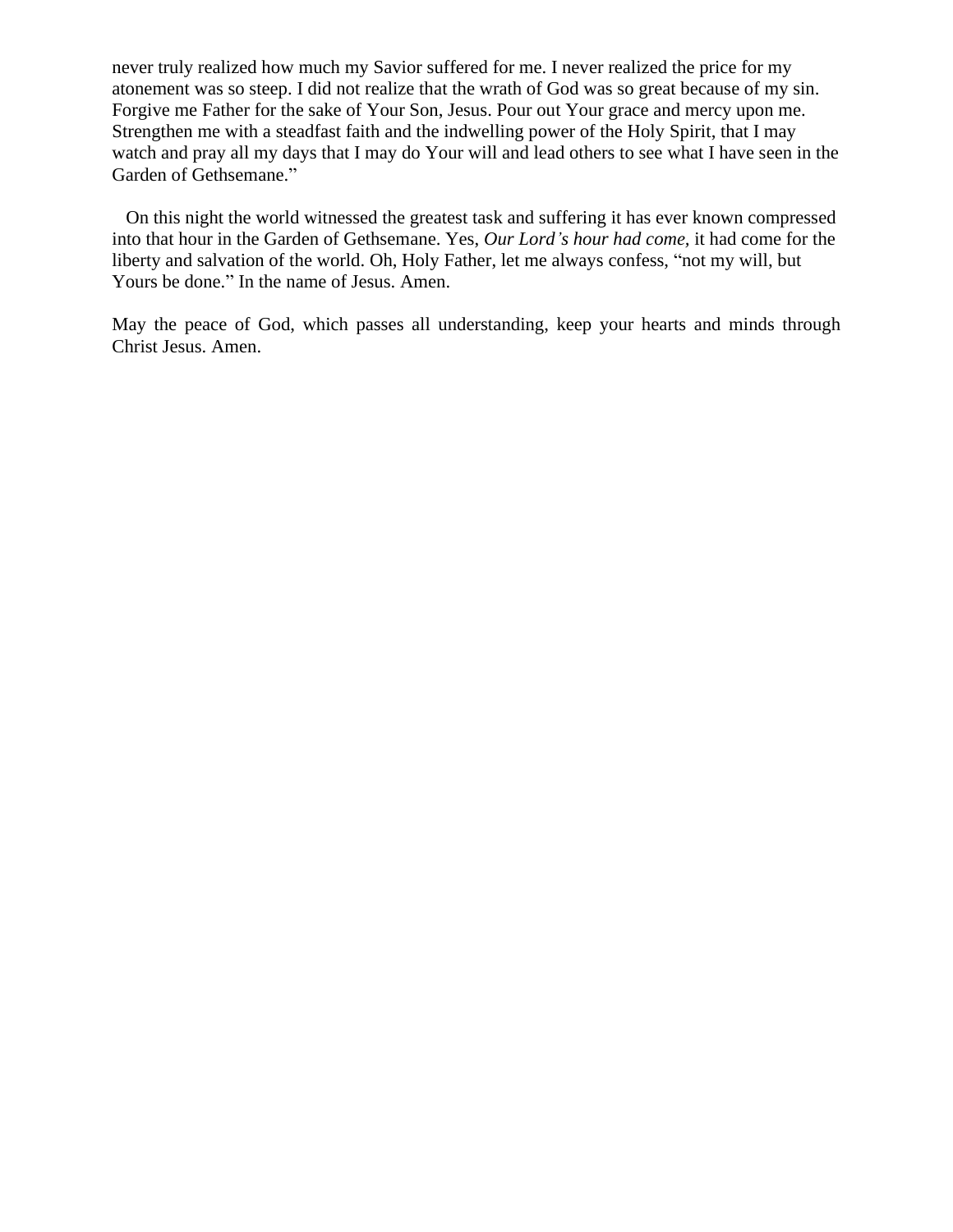never truly realized how much my Savior suffered for me. I never realized the price for my atonement was so steep. I did not realize that the wrath of God was so great because of my sin. Forgive me Father for the sake of Your Son, Jesus. Pour out Your grace and mercy upon me. Strengthen me with a steadfast faith and the indwelling power of the Holy Spirit, that I may watch and pray all my days that I may do Your will and lead others to see what I have seen in the Garden of Gethsemane."

On this night the world witnessed the greatest task and suffering it has ever known compressed into that hour in the Garden of Gethsemane. Yes, *Our Lord's hour had come,* it had come for the liberty and salvation of the world. Oh, Holy Father, let me always confess, "not my will, but Yours be done." In the name of Jesus. Amen.

May the peace of God, which passes all understanding, keep your hearts and minds through Christ Jesus. Amen.